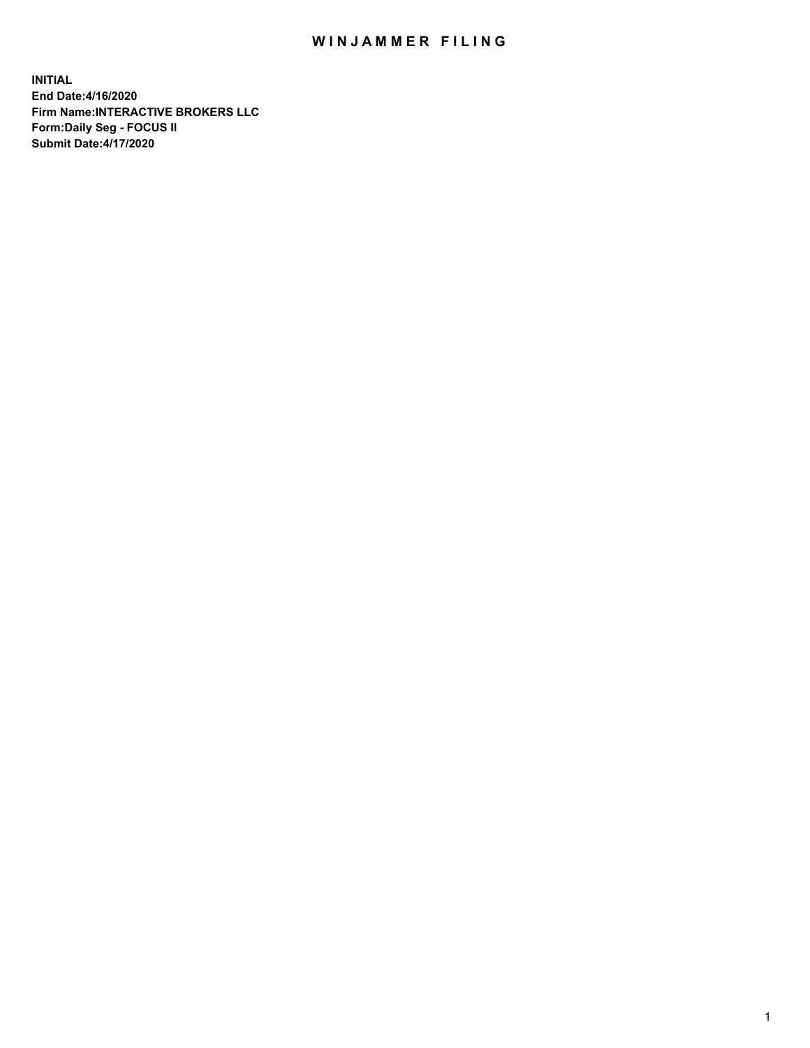# WINJAMMER FILING

**INITIAL**
**End Date:4/16/2020**
**Firm Name:INTERACTIVE BROKERS LLC**
**Form:Daily Seg - FOCUS II**
**Submit Date:4/17/2020**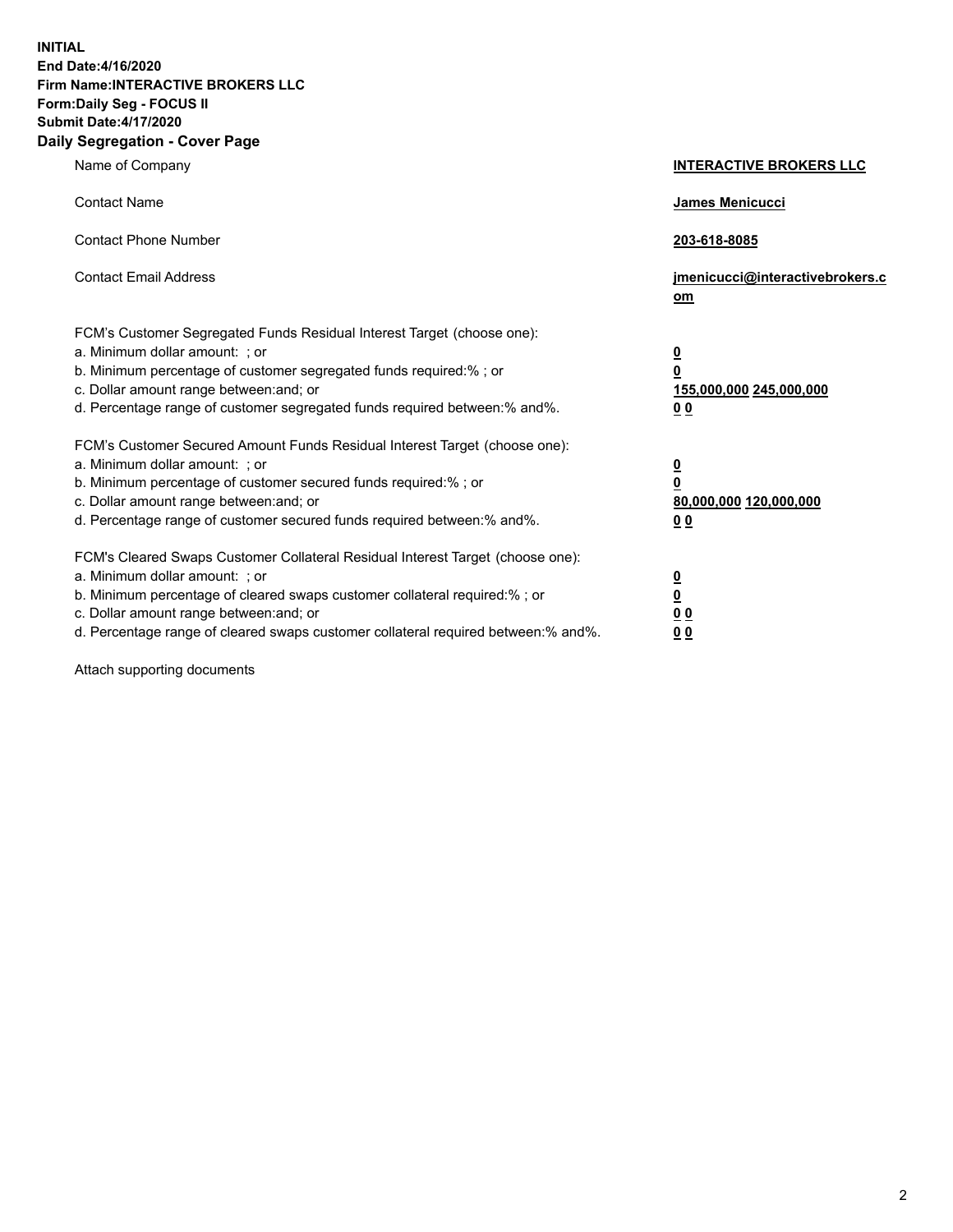**INITIAL**
**End Date:4/16/2020**
**Firm Name:INTERACTIVE BROKERS LLC**
**Form:Daily Seg - FOCUS II**
**Submit Date:4/17/2020**

## Daily Segregation - Cover Page

| | |
|---|---|
| Name of Company | **INTERACTIVE BROKERS LLC** |
| Contact Name | **James Menicucci** |
| Contact Phone Number | **203-618-8085** |
| Contact Email Address | **jmenicucci@interactivebrokers.com** |

FCM's Customer Segregated Funds Residual Interest Target (choose one):

| | |
|---|---|
| a. Minimum dollar amount: ; or | **0** |
| b. Minimum percentage of customer segregated funds required:% ; or | **0** |
| c. Dollar amount range between:and; or | **155,000,000 245,000,000** |
| d. Percentage range of customer segregated funds required between:% and%. | **0 0** |

FCM's Customer Secured Amount Funds Residual Interest Target (choose one):

| | |
|---|---|
| a. Minimum dollar amount: ; or | **0** |
| b. Minimum percentage of customer secured funds required:% ; or | **0** |
| c. Dollar amount range between:and; or | **80,000,000 120,000,000** |
| d. Percentage range of customer secured funds required between:% and%. | **0 0** |

FCM's Cleared Swaps Customer Collateral Residual Interest Target (choose one):

| | |
|---|---|
| a. Minimum dollar amount: ; or | **0** |
| b. Minimum percentage of cleared swaps customer collateral required:% ; or | **0** |
| c. Dollar amount range between:and; or | **0 0** |
| d. Percentage range of cleared swaps customer collateral required between:% and%. | **0 0** |

Attach supporting documents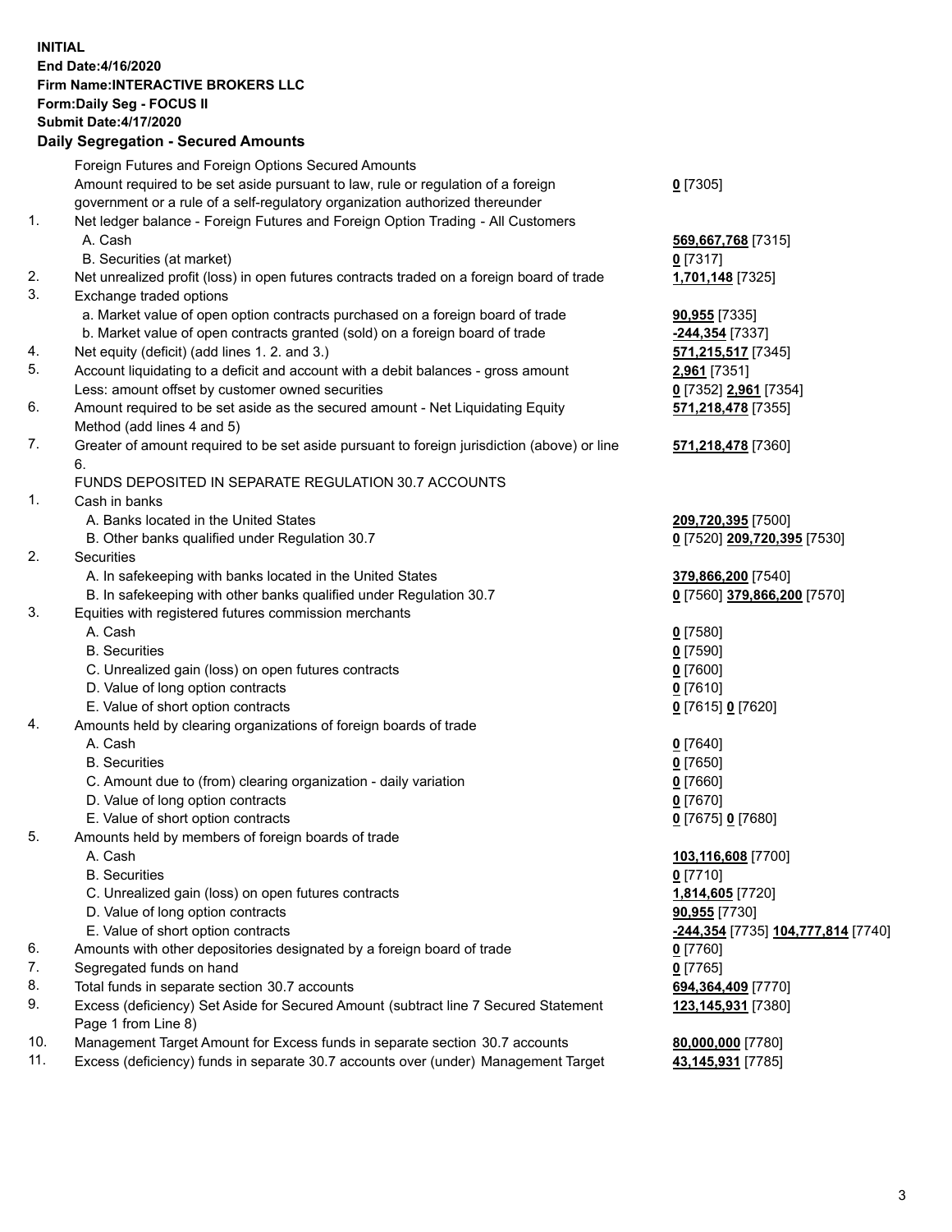**INITIAL**
**End Date:4/16/2020**
**Firm Name:INTERACTIVE BROKERS LLC**
**Form:Daily Seg - FOCUS II**
**Submit Date:4/17/2020**

**Daily Segregation - Secured Amounts**

| | | |
|---|---|---|
| | Foreign Futures and Foreign Options Secured Amounts | |
| | Amount required to be set aside pursuant to law, rule or regulation of a foreign government or a rule of a self-regulatory organization authorized thereunder | **0** [7305] |
| 1. | Net ledger balance - Foreign Futures and Foreign Option Trading - All Customers | |
| | A. Cash | **569,667,768** [7315] |
| | B. Securities (at market) | **0** [7317] |
| 2. | Net unrealized profit (loss) in open futures contracts traded on a foreign board of trade | **1,701,148** [7325] |
| 3. | Exchange traded options | |
| | a. Market value of open option contracts purchased on a foreign board of trade | **90,955** [7335] |
| | b. Market value of open contracts granted (sold) on a foreign board of trade | **-244,354** [7337] |
| 4. | Net equity (deficit) (add lines 1. 2. and 3.) | **571,215,517** [7345] |
| 5. | Account liquidating to a deficit and account with a debit balances - gross amount | **2,961** [7351] |
| | Less: amount offset by customer owned securities | **0** [7352] **2,961** [7354] |
| 6. | Amount required to be set aside as the secured amount - Net Liquidating Equity Method (add lines 4 and 5) | **571,218,478** [7355] |
| 7. | Greater of amount required to be set aside pursuant to foreign jurisdiction (above) or line 6. | **571,218,478** [7360] |
| | FUNDS DEPOSITED IN SEPARATE REGULATION 30.7 ACCOUNTS | |
| 1. | Cash in banks | |
| | A. Banks located in the United States | **209,720,395** [7500] |
| | B. Other banks qualified under Regulation 30.7 | **0** [7520] **209,720,395** [7530] |
| 2. | Securities | |
| | A. In safekeeping with banks located in the United States | **379,866,200** [7540] |
| | B. In safekeeping with other banks qualified under Regulation 30.7 | **0** [7560] **379,866,200** [7570] |
| 3. | Equities with registered futures commission merchants | |
| | A. Cash | **0** [7580] |
| | B. Securities | **0** [7590] |
| | C. Unrealized gain (loss) on open futures contracts | **0** [7600] |
| | D. Value of long option contracts | **0** [7610] |
| | E. Value of short option contracts | **0** [7615] **0** [7620] |
| 4. | Amounts held by clearing organizations of foreign boards of trade | |
| | A. Cash | **0** [7640] |
| | B. Securities | **0** [7650] |
| | C. Amount due to (from) clearing organization - daily variation | **0** [7660] |
| | D. Value of long option contracts | **0** [7670] |
| | E. Value of short option contracts | **0** [7675] **0** [7680] |
| 5. | Amounts held by members of foreign boards of trade | |
| | A. Cash | **103,116,608** [7700] |
| | B. Securities | **0** [7710] |
| | C. Unrealized gain (loss) on open futures contracts | **1,814,605** [7720] |
| | D. Value of long option contracts | **90,955** [7730] |
| | E. Value of short option contracts | **-244,354** [7735] **104,777,814** [7740] |
| 6. | Amounts with other depositories designated by a foreign board of trade | **0** [7760] |
| 7. | Segregated funds on hand | **0** [7765] |
| 8. | Total funds in separate section 30.7 accounts | **694,364,409** [7770] |
| 9. | Excess (deficiency) Set Aside for Secured Amount (subtract line 7 Secured Statement Page 1 from Line 8) | **123,145,931** [7380] |
| 10. | Management Target Amount for Excess funds in separate section 30.7 accounts | **80,000,000** [7780] |
| 11. | Excess (deficiency) funds in separate 30.7 accounts over (under) Management Target | **43,145,931** [7785] |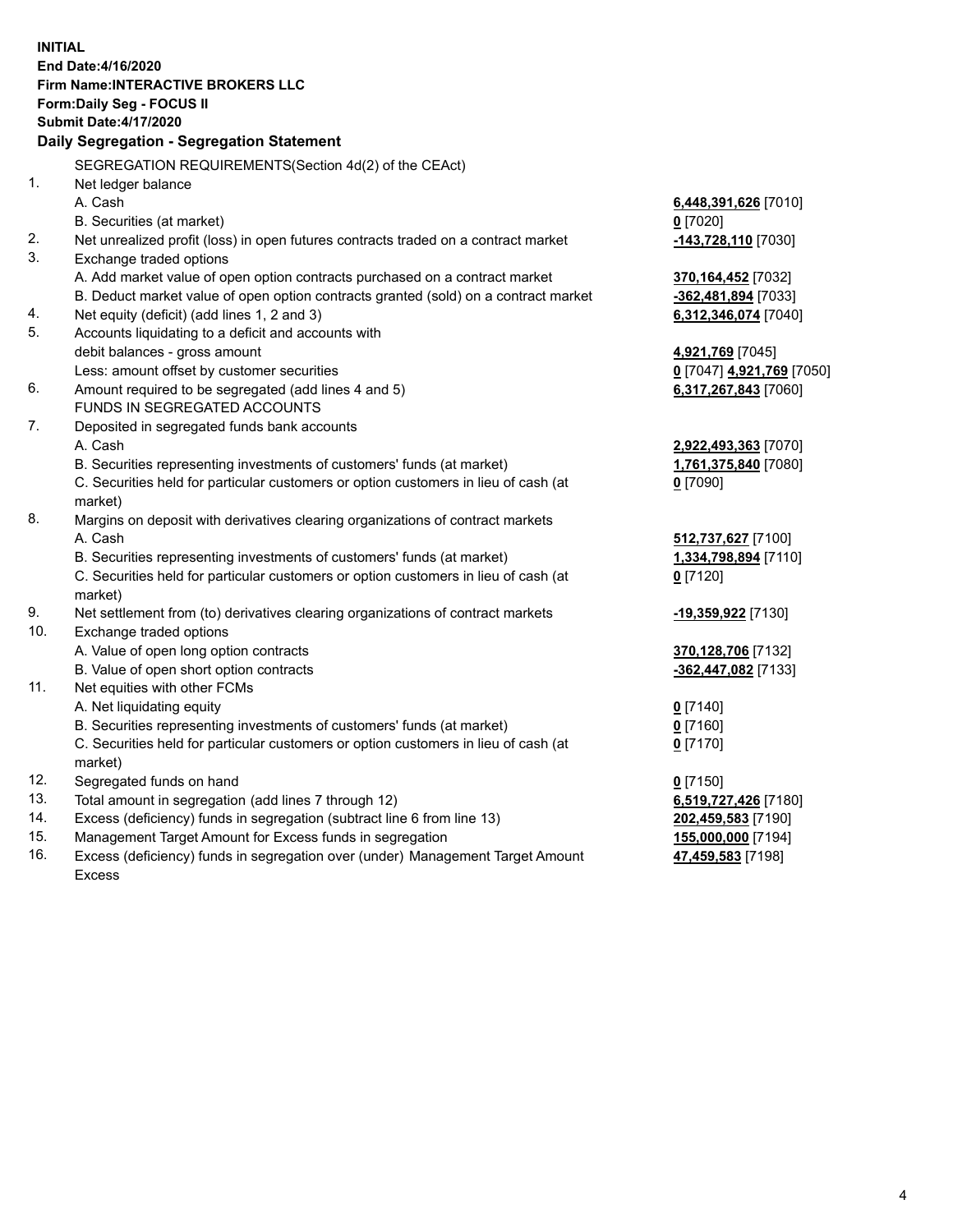**INITIAL**
**End Date:4/16/2020**
**Firm Name:INTERACTIVE BROKERS LLC**
**Form:Daily Seg - FOCUS II**
**Submit Date:4/17/2020**

**Daily Segregation - Segregation Statement**

| | SEGREGATION REQUIREMENTS(Section 4d(2) of the CEAct) | |
|---|---|---|
| 1. | Net ledger balance | |
| | A. Cash | **6,448,391,626** [7010] |
| | B. Securities (at market) | **0** [7020] |
| 2. | Net unrealized profit (loss) in open futures contracts traded on a contract market | **-143,728,110** [7030] |
| 3. | Exchange traded options | |
| | A. Add market value of open option contracts purchased on a contract market | **370,164,452** [7032] |
| | B. Deduct market value of open option contracts granted (sold) on a contract market | **-362,481,894** [7033] |
| 4. | Net equity (deficit) (add lines 1, 2 and 3) | **6,312,346,074** [7040] |
| 5. | Accounts liquidating to a deficit and accounts with | |
| | debit balances - gross amount | **4,921,769** [7045] |
| | Less: amount offset by customer securities | **0** [7047] **4,921,769** [7050] |
| 6. | Amount required to be segregated (add lines 4 and 5) | **6,317,267,843** [7060] |
| | FUNDS IN SEGREGATED ACCOUNTS | |
| 7. | Deposited in segregated funds bank accounts | |
| | A. Cash | **2,922,493,363** [7070] |
| | B. Securities representing investments of customers' funds (at market) | **1,761,375,840** [7080] |
| | C. Securities held for particular customers or option customers in lieu of cash (at market) | **0** [7090] |
| 8. | Margins on deposit with derivatives clearing organizations of contract markets | |
| | A. Cash | **512,737,627** [7100] |
| | B. Securities representing investments of customers' funds (at market) | **1,334,798,894** [7110] |
| | C. Securities held for particular customers or option customers in lieu of cash (at market) | **0** [7120] |
| 9. | Net settlement from (to) derivatives clearing organizations of contract markets | **-19,359,922** [7130] |
| 10. | Exchange traded options | |
| | A. Value of open long option contracts | **370,128,706** [7132] |
| | B. Value of open short option contracts | **-362,447,082** [7133] |
| 11. | Net equities with other FCMs | |
| | A. Net liquidating equity | **0** [7140] |
| | B. Securities representing investments of customers' funds (at market) | **0** [7160] |
| | C. Securities held for particular customers or option customers in lieu of cash (at market) | **0** [7170] |
| 12. | Segregated funds on hand | **0** [7150] |
| 13. | Total amount in segregation (add lines 7 through 12) | **6,519,727,426** [7180] |
| 14. | Excess (deficiency) funds in segregation (subtract line 6 from line 13) | **202,459,583** [7190] |
| 15. | Management Target Amount for Excess funds in segregation | **155,000,000** [7194] |
| 16. | Excess (deficiency) funds in segregation over (under) Management Target Amount Excess | **47,459,583** [7198] |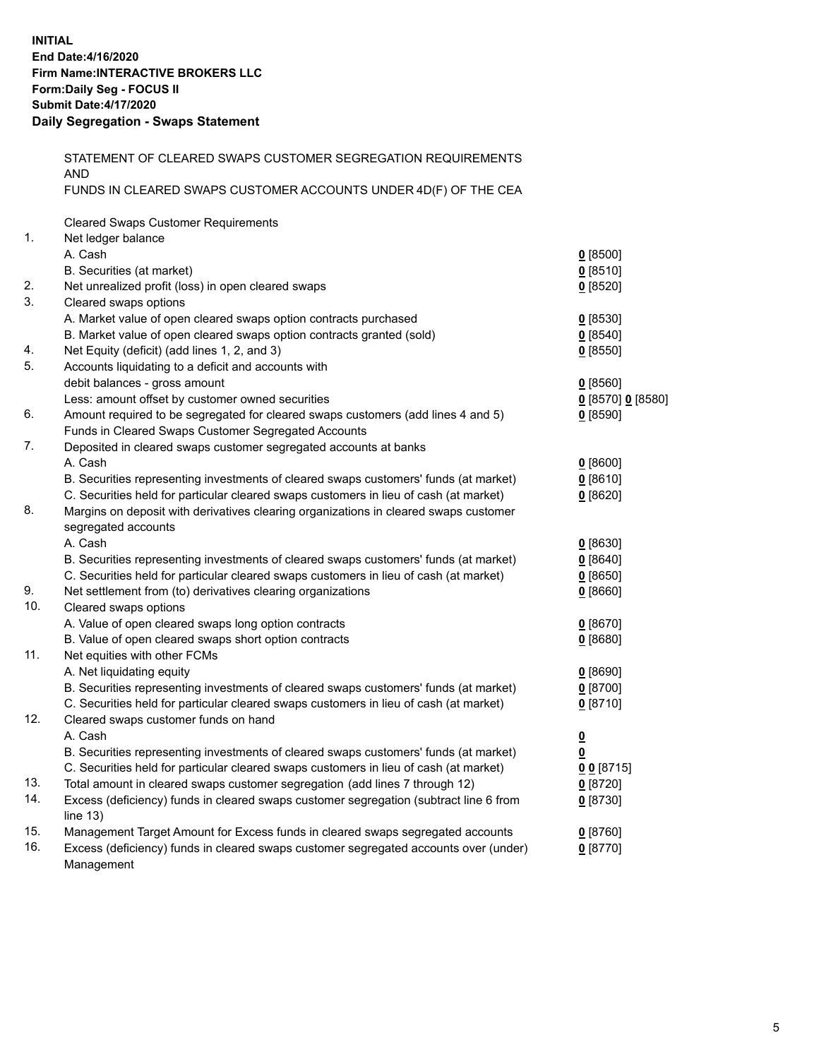**INITIAL**
**End Date:4/16/2020**
**Firm Name:INTERACTIVE BROKERS LLC**
**Form:Daily Seg - FOCUS II**
**Submit Date:4/17/2020**
**Daily Segregation - Swaps Statement**

STATEMENT OF CLEARED SWAPS CUSTOMER SEGREGATION REQUIREMENTS AND FUNDS IN CLEARED SWAPS CUSTOMER ACCOUNTS UNDER 4D(F) OF THE CEA

| | | |
|---|---|---|
| | Cleared Swaps Customer Requirements | |
| 1. | Net ledger balance | |
| | A. Cash | 0 [8500] |
| | B. Securities (at market) | 0 [8510] |
| 2. | Net unrealized profit (loss) in open cleared swaps | 0 [8520] |
| 3. | Cleared swaps options | |
| | A. Market value of open cleared swaps option contracts purchased | 0 [8530] |
| | B. Market value of open cleared swaps option contracts granted (sold) | 0 [8540] |
| 4. | Net Equity (deficit) (add lines 1, 2, and 3) | 0 [8550] |
| 5. | Accounts liquidating to a deficit and accounts with | |
| | debit balances - gross amount | 0 [8560] |
| | Less: amount offset by customer owned securities | 0 [8570] 0 [8580] |
| 6. | Amount required to be segregated for cleared swaps customers (add lines 4 and 5) | 0 [8590] |
| | Funds in Cleared Swaps Customer Segregated Accounts | |
| 7. | Deposited in cleared swaps customer segregated accounts at banks | |
| | A. Cash | 0 [8600] |
| | B. Securities representing investments of cleared swaps customers' funds (at market) | 0 [8610] |
| | C. Securities held for particular cleared swaps customers in lieu of cash (at market) | 0 [8620] |
| 8. | Margins on deposit with derivatives clearing organizations in cleared swaps customer segregated accounts | |
| | A. Cash | 0 [8630] |
| | B. Securities representing investments of cleared swaps customers' funds (at market) | 0 [8640] |
| | C. Securities held for particular cleared swaps customers in lieu of cash (at market) | 0 [8650] |
| 9. | Net settlement from (to) derivatives clearing organizations | 0 [8660] |
| 10. | Cleared swaps options | |
| | A. Value of open cleared swaps long option contracts | 0 [8670] |
| | B. Value of open cleared swaps short option contracts | 0 [8680] |
| 11. | Net equities with other FCMs | |
| | A. Net liquidating equity | 0 [8690] |
| | B. Securities representing investments of cleared swaps customers' funds (at market) | 0 [8700] |
| | C. Securities held for particular cleared swaps customers in lieu of cash (at market) | 0 [8710] |
| 12. | Cleared swaps customer funds on hand | |
| | A. Cash | 0 |
| | B. Securities representing investments of cleared swaps customers' funds (at market) | 0 |
| | C. Securities held for particular cleared swaps customers in lieu of cash (at market) | 0 0 [8715] |
| 13. | Total amount in cleared swaps customer segregation (add lines 7 through 12) | 0 [8720] |
| 14. | Excess (deficiency) funds in cleared swaps customer segregation (subtract line 6 from line 13) | 0 [8730] |
| 15. | Management Target Amount for Excess funds in cleared swaps segregated accounts | 0 [8760] |
| 16. | Excess (deficiency) funds in cleared swaps customer segregated accounts over (under) Management | 0 [8770] |